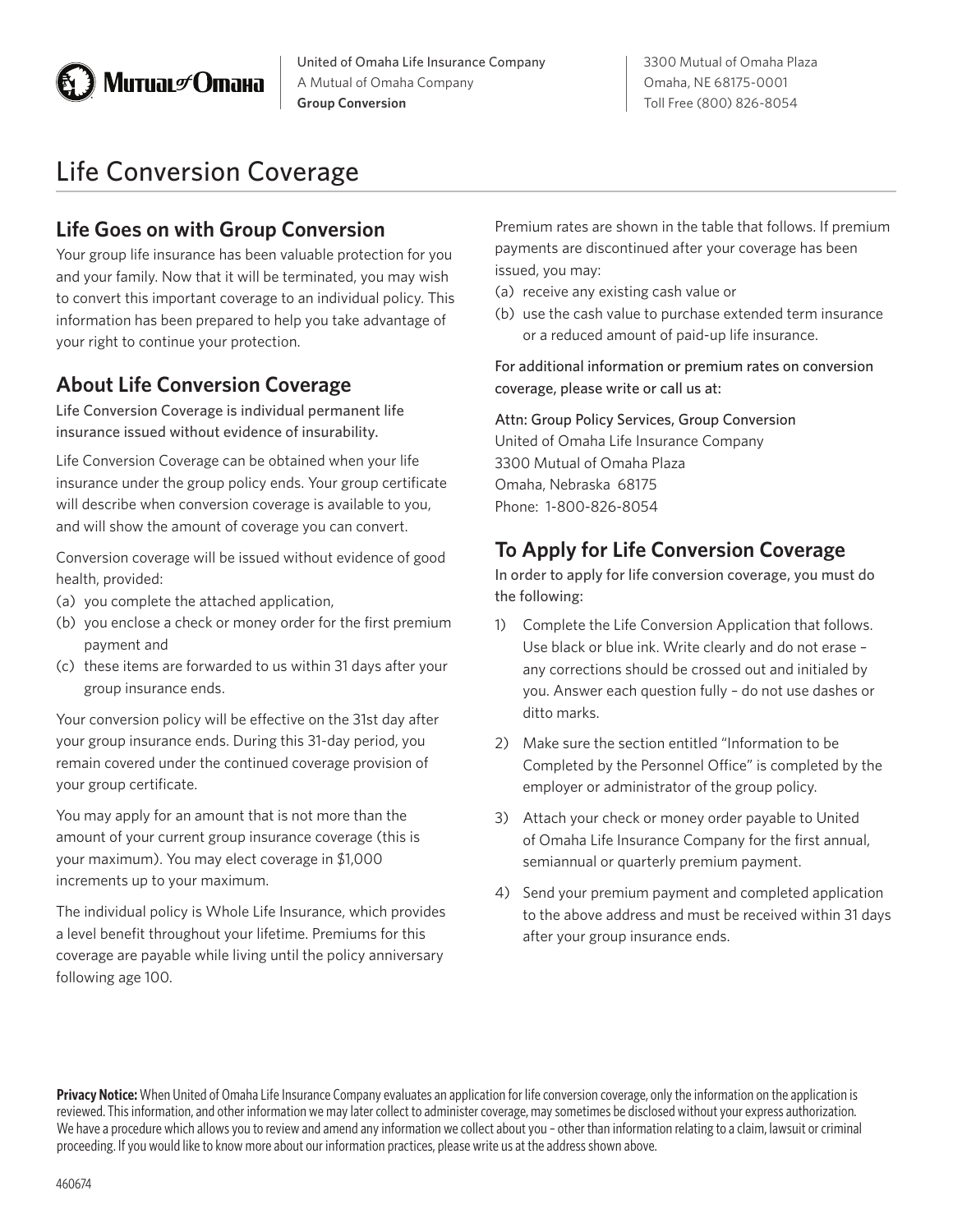Mutual of Omaha

United of Omaha Life Insurance Company
A Mutual of Omaha Company
**Group Conversion**

3300 Mutual of Omaha Plaza
Omaha, NE 68175-0001
Toll Free (800) 826-8054

# Life Conversion Coverage

## Life Goes on with Group Conversion

Your group life insurance has been valuable protection for you and your family. Now that it will be terminated, you may wish to convert this important coverage to an individual policy. This information has been prepared to help you take advantage of your right to continue your protection.

## About Life Conversion Coverage

Life Conversion Coverage is individual permanent life insurance issued without evidence of insurability.

Life Conversion Coverage can be obtained when your life insurance under the group policy ends. Your group certificate will describe when conversion coverage is available to you, and will show the amount of coverage you can convert.

Conversion coverage will be issued without evidence of good health, provided:

(a) you complete the attached application,
(b) you enclose a check or money order for the first premium payment and
(c) these items are forwarded to us within 31 days after your group insurance ends.

Your conversion policy will be effective on the 31st day after your group insurance ends. During this 31-day period, you remain covered under the continued coverage provision of your group certificate.

You may apply for an amount that is not more than the amount of your current group insurance coverage (this is your maximum). You may elect coverage in $1,000 increments up to your maximum.

The individual policy is Whole Life Insurance, which provides a level benefit throughout your lifetime. Premiums for this coverage are payable while living until the policy anniversary following age 100.

Premium rates are shown in the table that follows. If premium payments are discontinued after your coverage has been issued, you may:

(a) receive any existing cash value or
(b) use the cash value to purchase extended term insurance or a reduced amount of paid-up life insurance.

For additional information or premium rates on conversion coverage, please write or call us at:

Attn: Group Policy Services, Group Conversion
United of Omaha Life Insurance Company
3300 Mutual of Omaha Plaza
Omaha, Nebraska 68175
Phone: 1-800-826-8054

## To Apply for Life Conversion Coverage

In order to apply for life conversion coverage, you must do the following:

1) Complete the Life Conversion Application that follows. Use black or blue ink. Write clearly and do not erase – any corrections should be crossed out and initialed by you. Answer each question fully – do not use dashes or ditto marks.
2) Make sure the section entitled "Information to be Completed by the Personnel Office" is completed by the employer or administrator of the group policy.
3) Attach your check or money order payable to United of Omaha Life Insurance Company for the first annual, semiannual or quarterly premium payment.
4) Send your premium payment and completed application to the above address and must be received within 31 days after your group insurance ends.

**Privacy Notice:** When United of Omaha Life Insurance Company evaluates an application for life conversion coverage, only the information on the application is reviewed. This information, and other information we may later collect to administer coverage, may sometimes be disclosed without your express authorization. We have a procedure which allows you to review and amend any information we collect about you – other than information relating to a claim, lawsuit or criminal proceeding. If you would like to know more about our information practices, please write us at the address shown above.

460674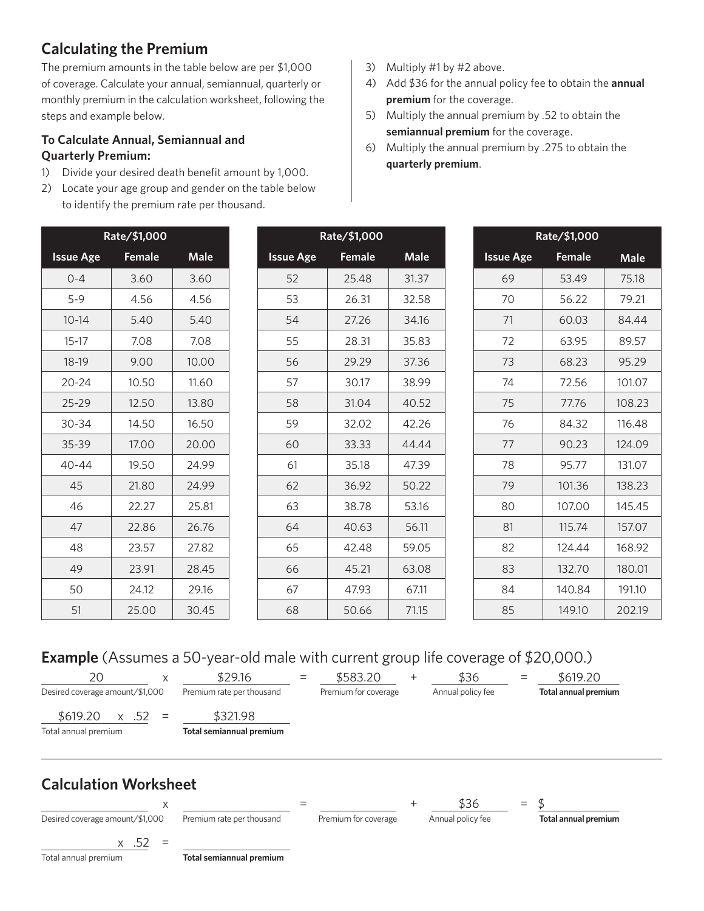## Calculating the Premium

The premium amounts in the table below are per $1,000 of coverage. Calculate your annual, semiannual, quarterly or monthly premium in the calculation worksheet, following the steps and example below.

### To Calculate Annual, Semiannual and Quarterly Premium:

1) Divide your desired death benefit amount by 1,000.
2) Locate your age group and gender on the table below to identify the premium rate per thousand.
3) Multiply #1 by #2 above.
4) Add $36 for the annual policy fee to obtain the **annual premium** for the coverage.
5) Multiply the annual premium by .52 to obtain the **semiannual premium** for the coverage.
6) Multiply the annual premium by .275 to obtain the **quarterly premium**.

| Rate/$1,000 | | |
|---|---|---|
| **Issue Age** | **Female** | **Male** |
| 0-4 | 3.60 | 3.60 |
| 5-9 | 4.56 | 4.56 |
| 10-14 | 5.40 | 5.40 |
| 15-17 | 7.08 | 7.08 |
| 18-19 | 9.00 | 10.00 |
| 20-24 | 10.50 | 11.60 |
| 25-29 | 12.50 | 13.80 |
| 30-34 | 14.50 | 16.50 |
| 35-39 | 17.00 | 20.00 |
| 40-44 | 19.50 | 24.99 |
| 45 | 21.80 | 24.99 |
| 46 | 22.27 | 25.81 |
| 47 | 22.86 | 26.76 |
| 48 | 23.57 | 27.82 |
| 49 | 23.91 | 28.45 |
| 50 | 24.12 | 29.16 |
| 51 | 25.00 | 30.45 |

| Rate/$1,000 | | |
|---|---|---|
| **Issue Age** | **Female** | **Male** |
| 52 | 25.48 | 31.37 |
| 53 | 26.31 | 32.58 |
| 54 | 27.26 | 34.16 |
| 55 | 28.31 | 35.83 |
| 56 | 29.29 | 37.36 |
| 57 | 30.17 | 38.99 |
| 58 | 31.04 | 40.52 |
| 59 | 32.02 | 42.26 |
| 60 | 33.33 | 44.44 |
| 61 | 35.18 | 47.39 |
| 62 | 36.92 | 50.22 |
| 63 | 38.78 | 53.16 |
| 64 | 40.63 | 56.11 |
| 65 | 42.48 | 59.05 |
| 66 | 45.21 | 63.08 |
| 67 | 47.93 | 67.11 |
| 68 | 50.66 | 71.15 |

| Rate/$1,000 | | |
|---|---|---|
| **Issue Age** | **Female** | **Male** |
| 69 | 53.49 | 75.18 |
| 70 | 56.22 | 79.21 |
| 71 | 60.03 | 84.44 |
| 72 | 63.95 | 89.57 |
| 73 | 68.23 | 95.29 |
| 74 | 72.56 | 101.07 |
| 75 | 77.76 | 108.23 |
| 76 | 84.32 | 116.48 |
| 77 | 90.23 | 124.09 |
| 78 | 95.77 | 131.07 |
| 79 | 101.36 | 138.23 |
| 80 | 107.00 | 145.45 |
| 81 | 115.74 | 157.07 |
| 82 | 124.44 | 168.92 |
| 83 | 132.70 | 180.01 |
| 84 | 140.84 | 191.10 |
| 85 | 149.10 | 202.19 |

## **Example** (Assumes a 50-year-old male with current group life coverage of $20,000.)

20 (Desired coverage amount/$1,000) x $29.16 (Premium rate per thousand) = $583.20 (Premium for coverage) + $36 (Annual policy fee) = $619.20 (**Total annual premium**)

$619.20 (Total annual premium) x .52 = $321.98 (**Total semiannual premium**)

## Calculation Worksheet

\_\_\_\_\_\_\_\_ (Desired coverage amount/$1,000) x \_\_\_\_\_\_\_\_ (Premium rate per thousand) = \_\_\_\_\_\_\_\_ (Premium for coverage) + $36 (Annual policy fee) = $\_\_\_\_\_\_\_\_ (**Total annual premium**)

\_\_\_\_\_\_\_\_ (Total annual premium) x .52 = \_\_\_\_\_\_\_\_ (**Total semiannual premium**)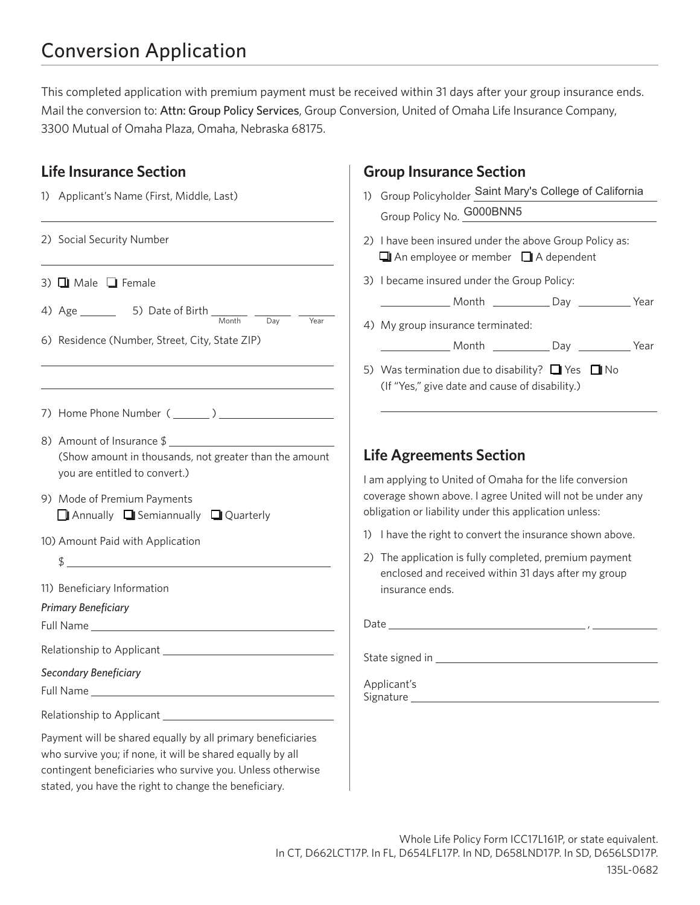# Conversion Application

This completed application with premium payment must be received within 31 days after your group insurance ends. Mail the conversion to: Attn: Group Policy Services, Group Conversion, United of Omaha Life Insurance Company, 3300 Mutual of Omaha Plaza, Omaha, Nebraska 68175.

## Life Insurance Section

1) Applicant's Name (First, Middle, Last)

_______________________________________

2) Social Security Number

_______________________________________

3) ☐ Male ☐ Female

4) Age ______ 5) Date of Birth ______ ______ ______
(Month / Day / Year)

6) Residence (Number, Street, City, State ZIP)

_______________________________________

_______________________________________

7) Home Phone Number ( ______ ) ________________

8) Amount of Insurance $ ________________________
(Show amount in thousands, not greater than the amount you are entitled to convert.)

9) Mode of Premium Payments
☐ Annually ☐ Semiannually ☐ Quarterly

10) Amount Paid with Application
$ _______________________________________

11) Beneficiary Information

*Primary Beneficiary*

Full Name _______________________________________

Relationship to Applicant ________________________

*Secondary Beneficiary*

Full Name _______________________________________

Relationship to Applicant ________________________

Payment will be shared equally by all primary beneficiaries who survive you; if none, it will be shared equally by all contingent beneficiaries who survive you. Unless otherwise stated, you have the right to change the beneficiary.

## Group Insurance Section

1) Group Policyholder Saint Mary's College of California
Group Policy No. G000BNN5

2) I have been insured under the above Group Policy as:
☐ An employee or member ☐ A dependent

3) I became insured under the Group Policy:
__________ Month __________ Day __________ Year

4) My group insurance terminated:
__________ Month __________ Day __________ Year

5) Was termination due to disability? ☐ Yes ☐ No
(If "Yes," give date and cause of disability.)

_______________________________________

## Life Agreements Section

I am applying to United of Omaha for the life conversion coverage shown above. I agree United will not be under any obligation or liability under this application unless:

1) I have the right to convert the insurance shown above.
2) The application is fully completed, premium payment enclosed and received within 31 days after my group insurance ends.

Date ______________________________ , __________

State signed in ______________________________

Applicant's Signature ______________________________

Whole Life Policy Form ICC17L161P, or state equivalent.
In CT, D662LCT17P. In FL, D654LFL17P. In ND, D658LND17P. In SD, D656LSD17P.

135L-0682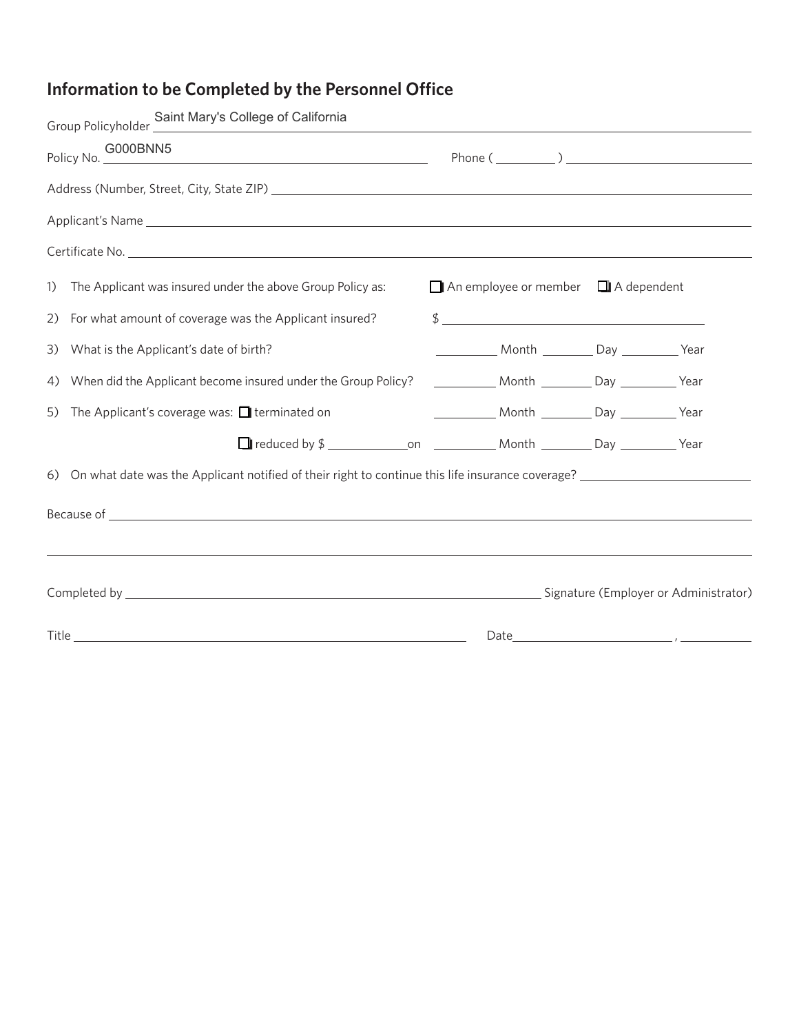## Information to be Completed by the Personnel Office

Group Policyholder Saint Mary's College of California

Policy No. G000BNN5 Phone (\_\_\_\_\_\_\_\_\_) \_\_\_\_\_\_\_\_\_\_\_\_\_\_\_\_\_\_\_\_\_\_\_\_

Address (Number, Street, City, State ZIP) \_\_\_\_\_\_\_\_\_\_\_\_\_\_\_\_\_\_\_\_\_\_\_\_\_\_\_\_\_\_\_\_\_\_\_\_\_\_\_\_

Applicant's Name \_\_\_\_\_\_\_\_\_\_\_\_\_\_\_\_\_\_\_\_\_\_\_\_\_\_\_\_\_\_\_\_\_\_\_\_\_\_\_\_

Certificate No. \_\_\_\_\_\_\_\_\_\_\_\_\_\_\_\_\_\_\_\_\_\_\_\_\_\_\_\_\_\_\_\_\_\_\_\_\_\_\_\_

1) The Applicant was insured under the above Group Policy as: ☐ An employee or member ☐ A dependent

2) For what amount of coverage was the Applicant insured? $ \_\_\_\_\_\_\_\_\_\_\_\_\_\_\_\_\_\_\_\_

3) What is the Applicant's date of birth? \_\_\_\_\_\_\_\_ Month \_\_\_\_\_\_\_\_ Day \_\_\_\_\_\_\_\_ Year

4) When did the Applicant become insured under the Group Policy? \_\_\_\_\_\_\_\_ Month \_\_\_\_\_\_\_\_ Day \_\_\_\_\_\_\_\_ Year

5) The Applicant's coverage was: ☐ terminated on \_\_\_\_\_\_\_\_ Month \_\_\_\_\_\_\_\_ Day \_\_\_\_\_\_\_\_ Year

☐ reduced by $ \_\_\_\_\_\_\_\_\_\_ on \_\_\_\_\_\_\_\_ Month \_\_\_\_\_\_\_\_ Day \_\_\_\_\_\_\_\_ Year

6) On what date was the Applicant notified of their right to continue this life insurance coverage? \_\_\_\_\_\_\_\_\_\_\_\_\_\_\_\_\_\_\_\_

Because of \_\_\_\_\_\_\_\_\_\_\_\_\_\_\_\_\_\_\_\_\_\_\_\_\_\_\_\_\_\_\_\_\_\_\_\_\_\_\_\_

\_\_\_\_\_\_\_\_\_\_\_\_\_\_\_\_\_\_\_\_\_\_\_\_\_\_\_\_\_\_\_\_\_\_\_\_\_\_\_\_

Completed by \_\_\_\_\_\_\_\_\_\_\_\_\_\_\_\_\_\_\_\_\_\_\_\_\_\_\_\_\_\_\_\_ Signature (Employer or Administrator)

Title \_\_\_\_\_\_\_\_\_\_\_\_\_\_\_\_\_\_\_\_\_\_\_\_\_\_\_\_\_\_\_\_ Date \_\_\_\_\_\_\_\_\_\_\_\_\_\_\_\_\_\_\_\_ , \_\_\_\_\_\_\_\_\_\_